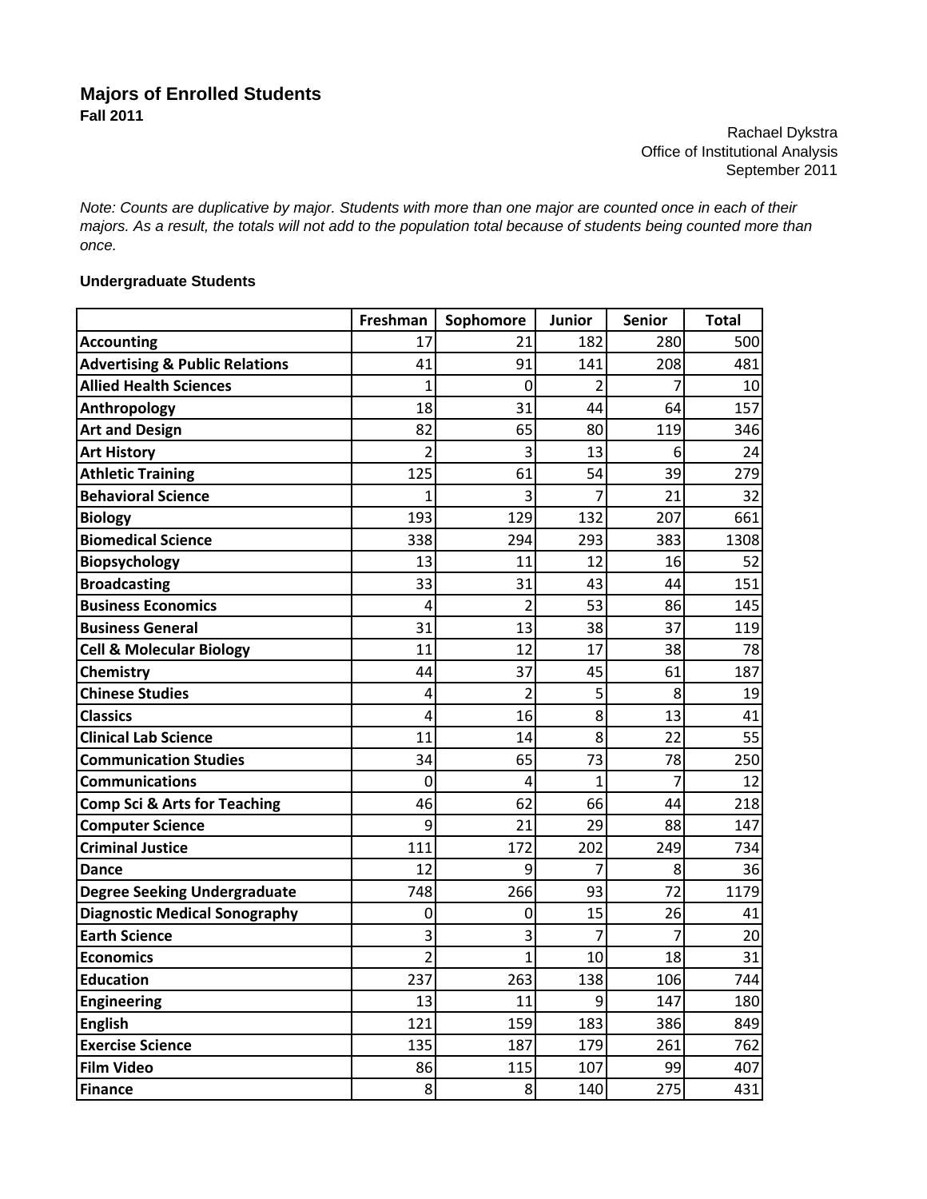# Majors of Enrolled Students
**Fall 2011**

Rachael Dykstra
Office of Institutional Analysis
September 2011

*Note: Counts are duplicative by major. Students with more than one major are counted once in each of their majors. As a result, the totals will not add to the population total because of students being counted more than once.*

**Undergraduate Students**

| | Freshman | Sophomore | Junior | Senior | Total |
|---|---|---|---|---|---|
| **Accounting** | 17 | 21 | 182 | 280 | 500 |
| **Advertising & Public Relations** | 41 | 91 | 141 | 208 | 481 |
| **Allied Health Sciences** | 1 | 0 | 2 | 7 | 10 |
| **Anthropology** | 18 | 31 | 44 | 64 | 157 |
| **Art and Design** | 82 | 65 | 80 | 119 | 346 |
| **Art History** | 2 | 3 | 13 | 6 | 24 |
| **Athletic Training** | 125 | 61 | 54 | 39 | 279 |
| **Behavioral Science** | 1 | 3 | 7 | 21 | 32 |
| **Biology** | 193 | 129 | 132 | 207 | 661 |
| **Biomedical Science** | 338 | 294 | 293 | 383 | 1308 |
| **Biopsychology** | 13 | 11 | 12 | 16 | 52 |
| **Broadcasting** | 33 | 31 | 43 | 44 | 151 |
| **Business Economics** | 4 | 2 | 53 | 86 | 145 |
| **Business General** | 31 | 13 | 38 | 37 | 119 |
| **Cell & Molecular Biology** | 11 | 12 | 17 | 38 | 78 |
| **Chemistry** | 44 | 37 | 45 | 61 | 187 |
| **Chinese Studies** | 4 | 2 | 5 | 8 | 19 |
| **Classics** | 4 | 16 | 8 | 13 | 41 |
| **Clinical Lab Science** | 11 | 14 | 8 | 22 | 55 |
| **Communication Studies** | 34 | 65 | 73 | 78 | 250 |
| **Communications** | 0 | 4 | 1 | 7 | 12 |
| **Comp Sci & Arts for Teaching** | 46 | 62 | 66 | 44 | 218 |
| **Computer Science** | 9 | 21 | 29 | 88 | 147 |
| **Criminal Justice** | 111 | 172 | 202 | 249 | 734 |
| **Dance** | 12 | 9 | 7 | 8 | 36 |
| **Degree Seeking Undergraduate** | 748 | 266 | 93 | 72 | 1179 |
| **Diagnostic Medical Sonography** | 0 | 0 | 15 | 26 | 41 |
| **Earth Science** | 3 | 3 | 7 | 7 | 20 |
| **Economics** | 2 | 1 | 10 | 18 | 31 |
| **Education** | 237 | 263 | 138 | 106 | 744 |
| **Engineering** | 13 | 11 | 9 | 147 | 180 |
| **English** | 121 | 159 | 183 | 386 | 849 |
| **Exercise Science** | 135 | 187 | 179 | 261 | 762 |
| **Film Video** | 86 | 115 | 107 | 99 | 407 |
| **Finance** | 8 | 8 | 140 | 275 | 431 |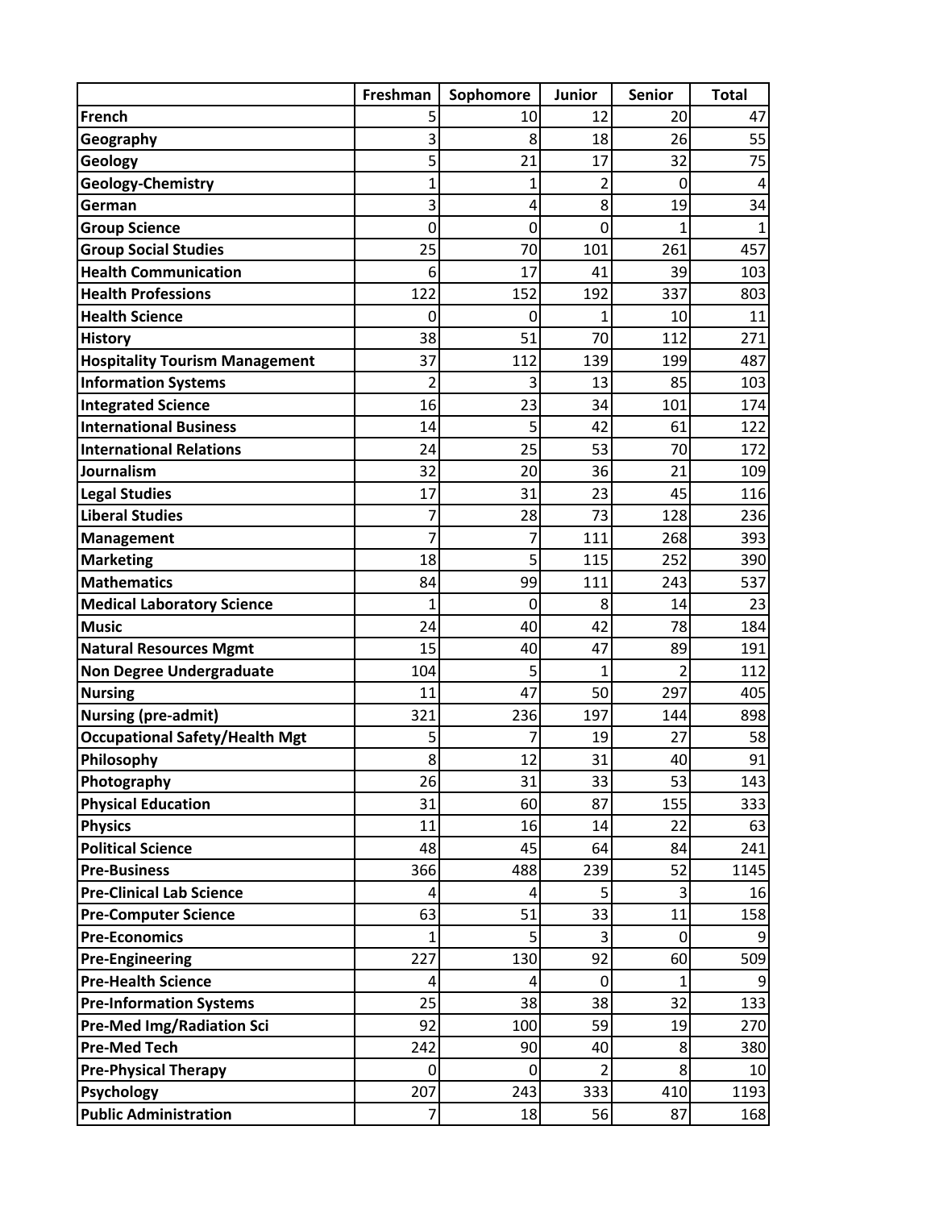| | Freshman | Sophomore | Junior | Senior | Total |
|---|---|---|---|---|---|
| **French** | 5 | 10 | 12 | 20 | 47 |
| **Geography** | 3 | 8 | 18 | 26 | 55 |
| **Geology** | 5 | 21 | 17 | 32 | 75 |
| **Geology-Chemistry** | 1 | 1 | 2 | 0 | 4 |
| **German** | 3 | 4 | 8 | 19 | 34 |
| **Group Science** | 0 | 0 | 0 | 1 | 1 |
| **Group Social Studies** | 25 | 70 | 101 | 261 | 457 |
| **Health Communication** | 6 | 17 | 41 | 39 | 103 |
| **Health Professions** | 122 | 152 | 192 | 337 | 803 |
| **Health Science** | 0 | 0 | 1 | 10 | 11 |
| **History** | 38 | 51 | 70 | 112 | 271 |
| **Hospitality Tourism Management** | 37 | 112 | 139 | 199 | 487 |
| **Information Systems** | 2 | 3 | 13 | 85 | 103 |
| **Integrated Science** | 16 | 23 | 34 | 101 | 174 |
| **International Business** | 14 | 5 | 42 | 61 | 122 |
| **International Relations** | 24 | 25 | 53 | 70 | 172 |
| **Journalism** | 32 | 20 | 36 | 21 | 109 |
| **Legal Studies** | 17 | 31 | 23 | 45 | 116 |
| **Liberal Studies** | 7 | 28 | 73 | 128 | 236 |
| **Management** | 7 | 7 | 111 | 268 | 393 |
| **Marketing** | 18 | 5 | 115 | 252 | 390 |
| **Mathematics** | 84 | 99 | 111 | 243 | 537 |
| **Medical Laboratory Science** | 1 | 0 | 8 | 14 | 23 |
| **Music** | 24 | 40 | 42 | 78 | 184 |
| **Natural Resources Mgmt** | 15 | 40 | 47 | 89 | 191 |
| **Non Degree Undergraduate** | 104 | 5 | 1 | 2 | 112 |
| **Nursing** | 11 | 47 | 50 | 297 | 405 |
| **Nursing (pre-admit)** | 321 | 236 | 197 | 144 | 898 |
| **Occupational Safety/Health Mgt** | 5 | 7 | 19 | 27 | 58 |
| **Philosophy** | 8 | 12 | 31 | 40 | 91 |
| **Photography** | 26 | 31 | 33 | 53 | 143 |
| **Physical Education** | 31 | 60 | 87 | 155 | 333 |
| **Physics** | 11 | 16 | 14 | 22 | 63 |
| **Political Science** | 48 | 45 | 64 | 84 | 241 |
| **Pre-Business** | 366 | 488 | 239 | 52 | 1145 |
| **Pre-Clinical Lab Science** | 4 | 4 | 5 | 3 | 16 |
| **Pre-Computer Science** | 63 | 51 | 33 | 11 | 158 |
| **Pre-Economics** | 1 | 5 | 3 | 0 | 9 |
| **Pre-Engineering** | 227 | 130 | 92 | 60 | 509 |
| **Pre-Health Science** | 4 | 4 | 0 | 1 | 9 |
| **Pre-Information Systems** | 25 | 38 | 38 | 32 | 133 |
| **Pre-Med Img/Radiation Sci** | 92 | 100 | 59 | 19 | 270 |
| **Pre-Med Tech** | 242 | 90 | 40 | 8 | 380 |
| **Pre-Physical Therapy** | 0 | 0 | 2 | 8 | 10 |
| **Psychology** | 207 | 243 | 333 | 410 | 1193 |
| **Public Administration** | 7 | 18 | 56 | 87 | 168 |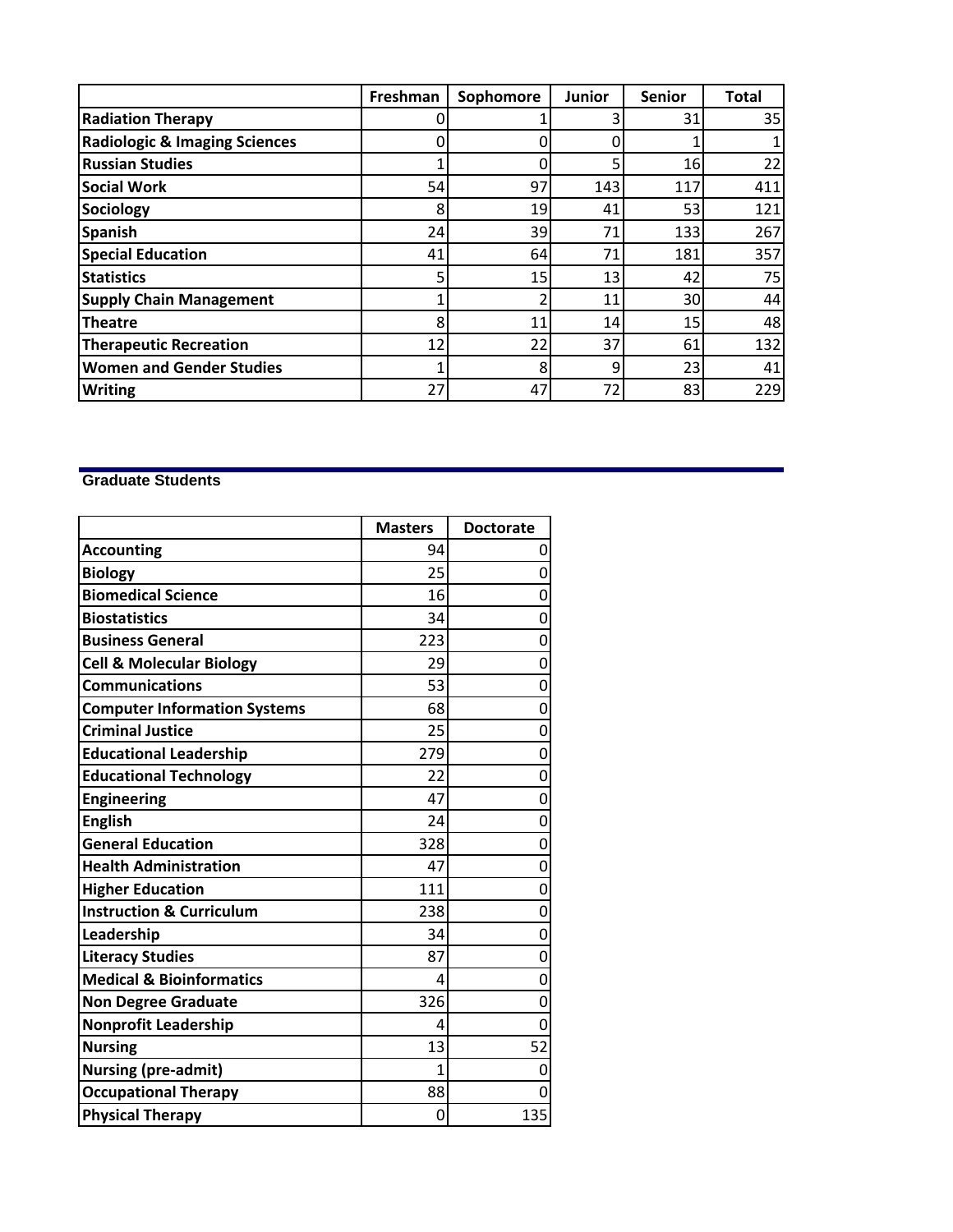| | Freshman | Sophomore | Junior | Senior | Total |
|---|---|---|---|---|---|
| **Radiation Therapy** | 0 | 1 | 3 | 31 | 35 |
| **Radiologic & Imaging Sciences** | 0 | 0 | 0 | 1 | 1 |
| **Russian Studies** | 1 | 0 | 5 | 16 | 22 |
| **Social Work** | 54 | 97 | 143 | 117 | 411 |
| **Sociology** | 8 | 19 | 41 | 53 | 121 |
| **Spanish** | 24 | 39 | 71 | 133 | 267 |
| **Special Education** | 41 | 64 | 71 | 181 | 357 |
| **Statistics** | 5 | 15 | 13 | 42 | 75 |
| **Supply Chain Management** | 1 | 2 | 11 | 30 | 44 |
| **Theatre** | 8 | 11 | 14 | 15 | 48 |
| **Therapeutic Recreation** | 12 | 22 | 37 | 61 | 132 |
| **Women and Gender Studies** | 1 | 8 | 9 | 23 | 41 |
| **Writing** | 27 | 47 | 72 | 83 | 229 |

## Graduate Students

| | Masters | Doctorate |
|---|---|---|
| **Accounting** | 94 | 0 |
| **Biology** | 25 | 0 |
| **Biomedical Science** | 16 | 0 |
| **Biostatistics** | 34 | 0 |
| **Business General** | 223 | 0 |
| **Cell & Molecular Biology** | 29 | 0 |
| **Communications** | 53 | 0 |
| **Computer Information Systems** | 68 | 0 |
| **Criminal Justice** | 25 | 0 |
| **Educational Leadership** | 279 | 0 |
| **Educational Technology** | 22 | 0 |
| **Engineering** | 47 | 0 |
| **English** | 24 | 0 |
| **General Education** | 328 | 0 |
| **Health Administration** | 47 | 0 |
| **Higher Education** | 111 | 0 |
| **Instruction & Curriculum** | 238 | 0 |
| **Leadership** | 34 | 0 |
| **Literacy Studies** | 87 | 0 |
| **Medical & Bioinformatics** | 4 | 0 |
| **Non Degree Graduate** | 326 | 0 |
| **Nonprofit Leadership** | 4 | 0 |
| **Nursing** | 13 | 52 |
| **Nursing (pre-admit)** | 1 | 0 |
| **Occupational Therapy** | 88 | 0 |
| **Physical Therapy** | 0 | 135 |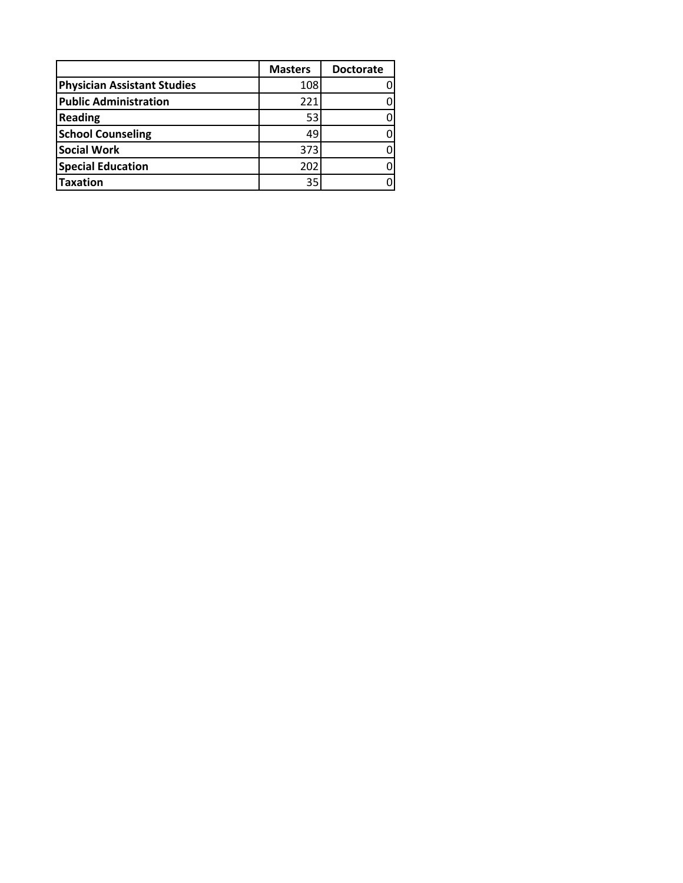| | Masters | Doctorate |
|---|---|---|
| **Physician Assistant Studies** | 108 | 0 |
| **Public Administration** | 221 | 0 |
| **Reading** | 53 | 0 |
| **School Counseling** | 49 | 0 |
| **Social Work** | 373 | 0 |
| **Special Education** | 202 | 0 |
| **Taxation** | 35 | 0 |